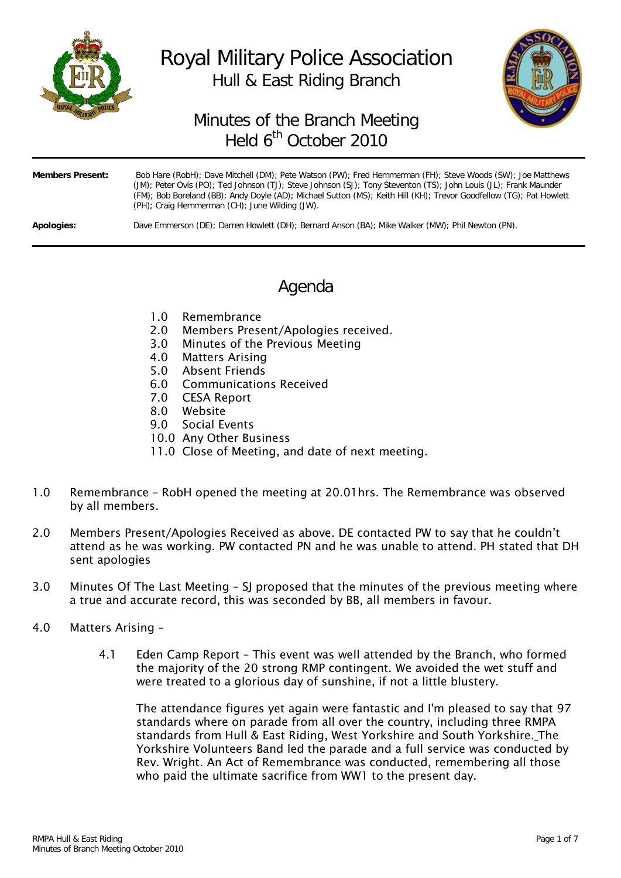# Royal Military Police Association

## Hull & East Riding Branch

## Minutes of the Branch Meeting Held 6th October 2010

**Members Present:** Bob Hare (RobH); Dave Mitchell (DM); Pete Watson (PW); Fred Hemmerman (FH); Steve Woods (SW); Joe Matthews (JM); Peter Ovis (PO); Ted Johnson (TJ); Steve Johnson (SJ); Tony Steventon (TS); John Louis (JL); Frank Maunder (FM); Bob Boreland (BB); Andy Doyle (AD); Michael Sutton (MS); Keith Hill (KH); Trevor Goodfellow (TG); Pat Howlett (PH); Craig Hemmerman (CH); June Wilding (JW).

**Apologies:** Dave Emmerson (DE); Darren Howlett (DH); Bernard Anson (BA); Mike Walker (MW); Phil Newton (PN).

## Agenda

1.0 Remembrance
2.0 Members Present/Apologies received.
3.0 Minutes of the Previous Meeting
4.0 Matters Arising
5.0 Absent Friends
6.0 Communications Received
7.0 CESA Report
8.0 Website
9.0 Social Events
10.0 Any Other Business
11.0 Close of Meeting, and date of next meeting.

1.0 Remembrance – RobH opened the meeting at 20.01hrs. The Remembrance was observed by all members.

2.0 Members Present/Apologies Received as above. DE contacted PW to say that he couldn't attend as he was working. PW contacted PN and he was unable to attend. PH stated that DH sent apologies

3.0 Minutes Of The Last Meeting – SJ proposed that the minutes of the previous meeting where a true and accurate record, this was seconded by BB, all members in favour.

4.0 Matters Arising –

4.1 Eden Camp Report – This event was well attended by the Branch, who formed the majority of the 20 strong RMP contingent. We avoided the wet stuff and were treated to a glorious day of sunshine, if not a little blustery.

The attendance figures yet again were fantastic and I'm pleased to say that 97 standards where on parade from all over the country, including three RMPA standards from Hull & East Riding, West Yorkshire and South Yorkshire. The Yorkshire Volunteers Band led the parade and a full service was conducted by Rev. Wright. An Act of Remembrance was conducted, remembering all those who paid the ultimate sacrifice from WW1 to the present day.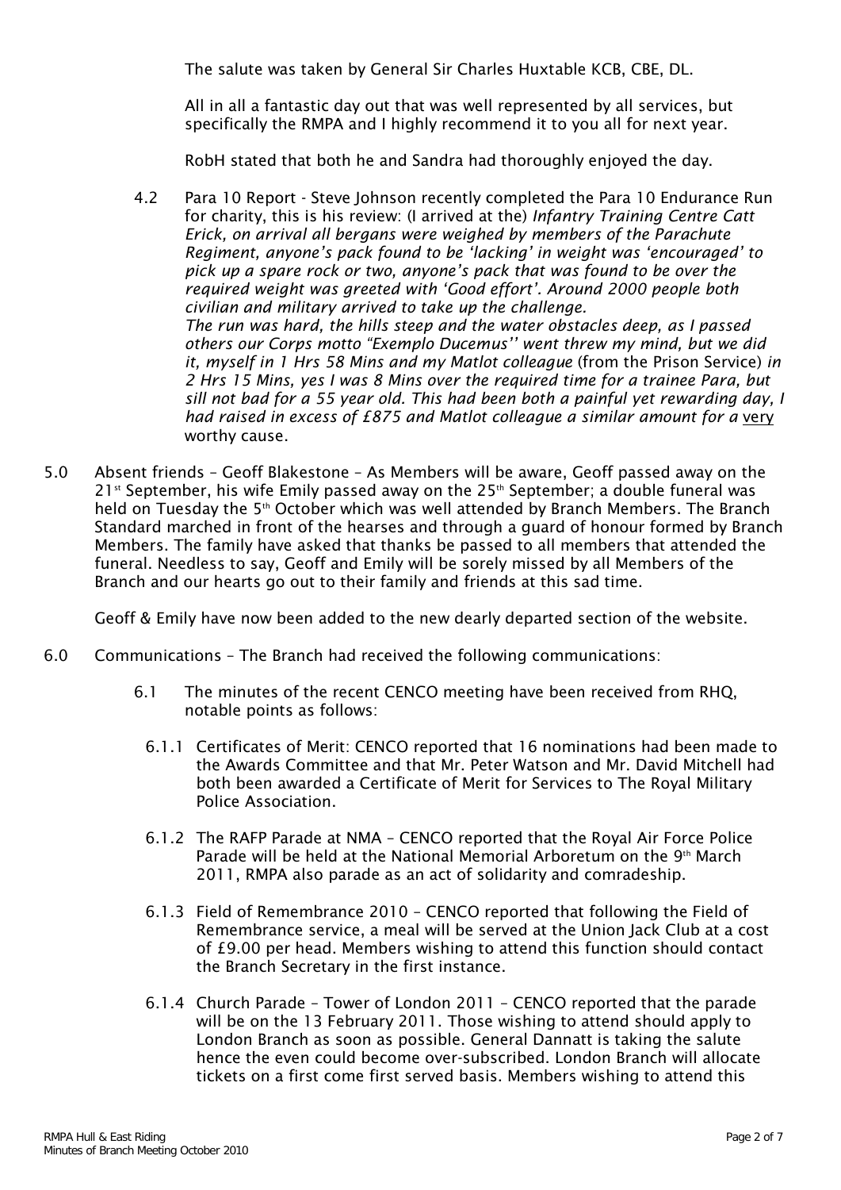The salute was taken by General Sir Charles Huxtable KCB, CBE, DL.

All in all a fantastic day out that was well represented by all services, but specifically the RMPA and I highly recommend it to you all for next year.

RobH stated that both he and Sandra had thoroughly enjoyed the day.

4.2 Para 10 Report - Steve Johnson recently completed the Para 10 Endurance Run for charity, this is his review: (I arrived at the) *Infantry Training Centre Catt Erick, on arrival all bergans were weighed by members of the Parachute Regiment, anyone's pack found to be 'lacking' in weight was 'encouraged' to pick up a spare rock or two, anyone's pack that was found to be over the required weight was greeted with 'Good effort'. Around 2000 people both civilian and military arrived to take up the challenge.*
*The run was hard, the hills steep and the water obstacles deep, as I passed others our Corps motto "Exemplo Ducemus'' went threw my mind, but we did it, myself in 1 Hrs 58 Mins and my Matlot colleague* (from the Prison Service) *in 2 Hrs 15 Mins, yes I was 8 Mins over the required time for a trainee Para, but sill not bad for a 55 year old. This had been both a painful yet rewarding day, I had raised in excess of £875 and Matlot colleague a similar amount for a* very worthy cause.

5.0 Absent friends – Geoff Blakestone – As Members will be aware, Geoff passed away on the 21st September, his wife Emily passed away on the 25th September; a double funeral was held on Tuesday the 5th October which was well attended by Branch Members. The Branch Standard marched in front of the hearses and through a guard of honour formed by Branch Members. The family have asked that thanks be passed to all members that attended the funeral. Needless to say, Geoff and Emily will be sorely missed by all Members of the Branch and our hearts go out to their family and friends at this sad time.

Geoff & Emily have now been added to the new dearly departed section of the website.

6.0 Communications – The Branch had received the following communications:

6.1 The minutes of the recent CENCO meeting have been received from RHQ, notable points as follows:

6.1.1 Certificates of Merit: CENCO reported that 16 nominations had been made to the Awards Committee and that Mr. Peter Watson and Mr. David Mitchell had both been awarded a Certificate of Merit for Services to The Royal Military Police Association.

6.1.2 The RAFP Parade at NMA – CENCO reported that the Royal Air Force Police Parade will be held at the National Memorial Arboretum on the 9th March 2011, RMPA also parade as an act of solidarity and comradeship.

6.1.3 Field of Remembrance 2010 – CENCO reported that following the Field of Remembrance service, a meal will be served at the Union Jack Club at a cost of £9.00 per head. Members wishing to attend this function should contact the Branch Secretary in the first instance.

6.1.4 Church Parade – Tower of London 2011 – CENCO reported that the parade will be on the 13 February 2011. Those wishing to attend should apply to London Branch as soon as possible. General Dannatt is taking the salute hence the even could become over-subscribed. London Branch will allocate tickets on a first come first served basis. Members wishing to attend this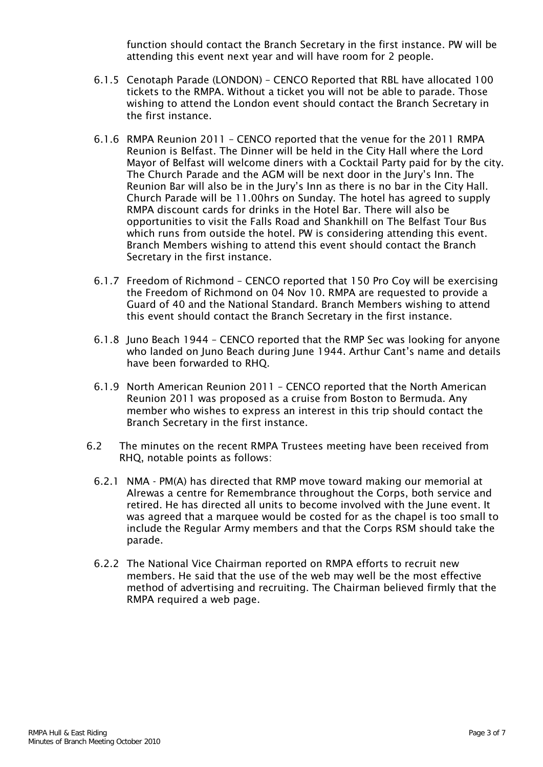function should contact the Branch Secretary in the first instance. PW will be attending this event next year and will have room for 2 people.

6.1.5 Cenotaph Parade (LONDON) – CENCO Reported that RBL have allocated 100 tickets to the RMPA. Without a ticket you will not be able to parade. Those wishing to attend the London event should contact the Branch Secretary in the first instance.

6.1.6 RMPA Reunion 2011 – CENCO reported that the venue for the 2011 RMPA Reunion is Belfast. The Dinner will be held in the City Hall where the Lord Mayor of Belfast will welcome diners with a Cocktail Party paid for by the city. The Church Parade and the AGM will be next door in the Jury's Inn. The Reunion Bar will also be in the Jury's Inn as there is no bar in the City Hall. Church Parade will be 11.00hrs on Sunday. The hotel has agreed to supply RMPA discount cards for drinks in the Hotel Bar. There will also be opportunities to visit the Falls Road and Shankhill on The Belfast Tour Bus which runs from outside the hotel. PW is considering attending this event. Branch Members wishing to attend this event should contact the Branch Secretary in the first instance.

6.1.7 Freedom of Richmond – CENCO reported that 150 Pro Coy will be exercising the Freedom of Richmond on 04 Nov 10. RMPA are requested to provide a Guard of 40 and the National Standard. Branch Members wishing to attend this event should contact the Branch Secretary in the first instance.

6.1.8 Juno Beach 1944 – CENCO reported that the RMP Sec was looking for anyone who landed on Juno Beach during June 1944. Arthur Cant's name and details have been forwarded to RHQ.

6.1.9 North American Reunion 2011 – CENCO reported that the North American Reunion 2011 was proposed as a cruise from Boston to Bermuda. Any member who wishes to express an interest in this trip should contact the Branch Secretary in the first instance.

6.2 The minutes on the recent RMPA Trustees meeting have been received from RHQ, notable points as follows:

6.2.1 NMA - PM(A) has directed that RMP move toward making our memorial at Alrewas a centre for Remembrance throughout the Corps, both service and retired. He has directed all units to become involved with the June event. It was agreed that a marquee would be costed for as the chapel is too small to include the Regular Army members and that the Corps RSM should take the parade.

6.2.2 The National Vice Chairman reported on RMPA efforts to recruit new members. He said that the use of the web may well be the most effective method of advertising and recruiting. The Chairman believed firmly that the RMPA required a web page.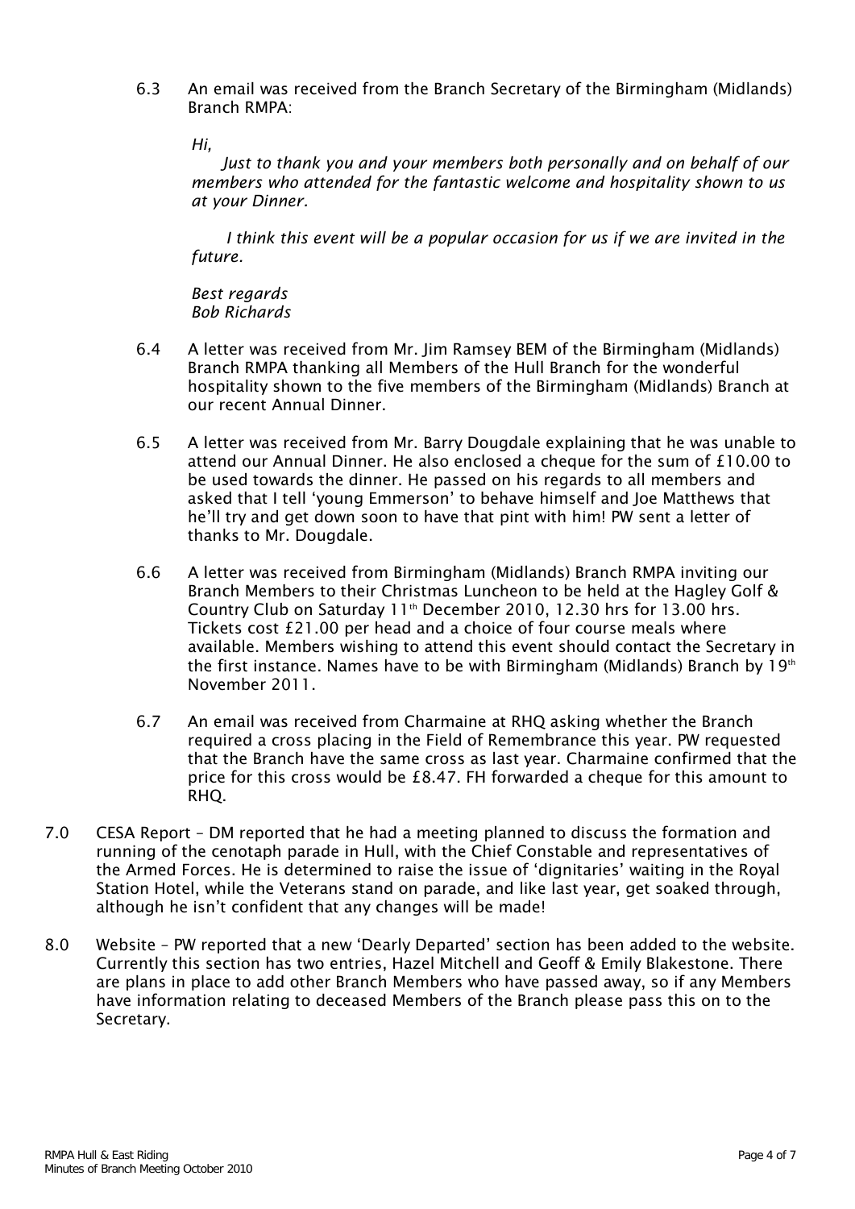6.3 An email was received from the Branch Secretary of the Birmingham (Midlands) Branch RMPA:

*Hi,*

*Just to thank you and your members both personally and on behalf of our members who attended for the fantastic welcome and hospitality shown to us at your Dinner.*

*I think this event will be a popular occasion for us if we are invited in the future.*

*Best regards*
*Bob Richards*

6.4 A letter was received from Mr. Jim Ramsey BEM of the Birmingham (Midlands) Branch RMPA thanking all Members of the Hull Branch for the wonderful hospitality shown to the five members of the Birmingham (Midlands) Branch at our recent Annual Dinner.

6.5 A letter was received from Mr. Barry Dougdale explaining that he was unable to attend our Annual Dinner. He also enclosed a cheque for the sum of £10.00 to be used towards the dinner. He passed on his regards to all members and asked that I tell 'young Emmerson' to behave himself and Joe Matthews that he'll try and get down soon to have that pint with him! PW sent a letter of thanks to Mr. Dougdale.

6.6 A letter was received from Birmingham (Midlands) Branch RMPA inviting our Branch Members to their Christmas Luncheon to be held at the Hagley Golf & Country Club on Saturday 11th December 2010, 12.30 hrs for 13.00 hrs. Tickets cost £21.00 per head and a choice of four course meals where available. Members wishing to attend this event should contact the Secretary in the first instance. Names have to be with Birmingham (Midlands) Branch by 19th November 2011.

6.7 An email was received from Charmaine at RHQ asking whether the Branch required a cross placing in the Field of Remembrance this year. PW requested that the Branch have the same cross as last year. Charmaine confirmed that the price for this cross would be £8.47. FH forwarded a cheque for this amount to RHQ.

7.0 CESA Report – DM reported that he had a meeting planned to discuss the formation and running of the cenotaph parade in Hull, with the Chief Constable and representatives of the Armed Forces. He is determined to raise the issue of 'dignitaries' waiting in the Royal Station Hotel, while the Veterans stand on parade, and like last year, get soaked through, although he isn't confident that any changes will be made!

8.0 Website – PW reported that a new 'Dearly Departed' section has been added to the website. Currently this section has two entries, Hazel Mitchell and Geoff & Emily Blakestone. There are plans in place to add other Branch Members who have passed away, so if any Members have information relating to deceased Members of the Branch please pass this on to the Secretary.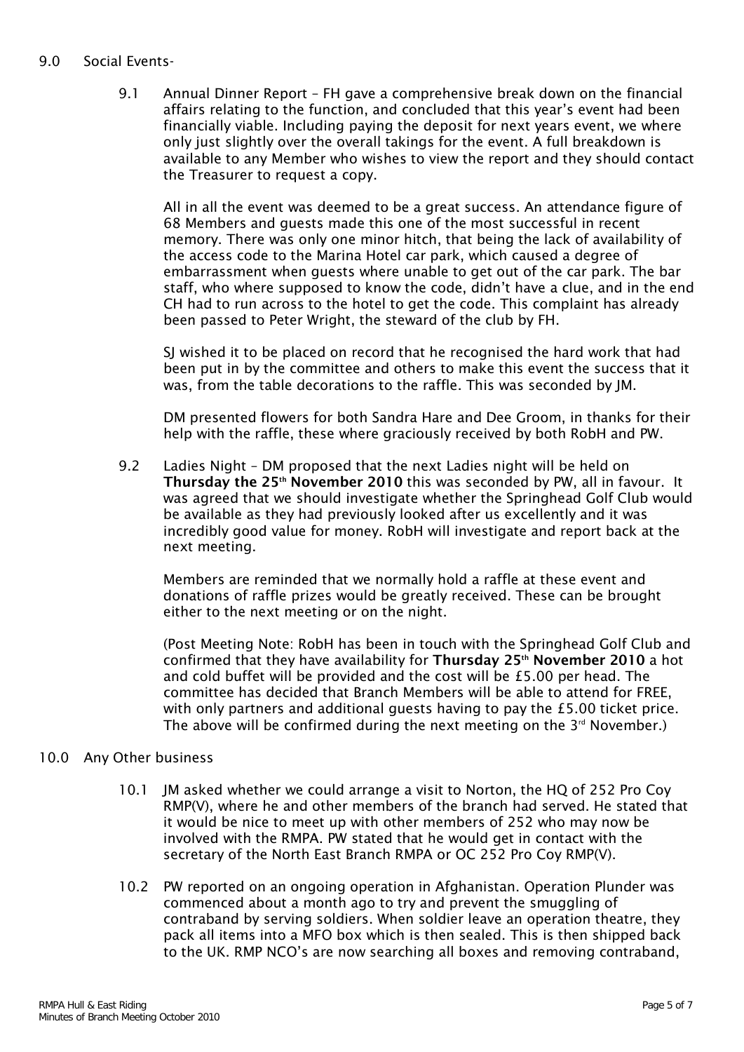## 9.0 Social Events-

9.1 Annual Dinner Report – FH gave a comprehensive break down on the financial affairs relating to the function, and concluded that this year's event had been financially viable. Including paying the deposit for next years event, we where only just slightly over the overall takings for the event. A full breakdown is available to any Member who wishes to view the report and they should contact the Treasurer to request a copy.

All in all the event was deemed to be a great success. An attendance figure of 68 Members and guests made this one of the most successful in recent memory. There was only one minor hitch, that being the lack of availability of the access code to the Marina Hotel car park, which caused a degree of embarrassment when guests where unable to get out of the car park. The bar staff, who where supposed to know the code, didn't have a clue, and in the end CH had to run across to the hotel to get the code. This complaint has already been passed to Peter Wright, the steward of the club by FH.

SJ wished it to be placed on record that he recognised the hard work that had been put in by the committee and others to make this event the success that it was, from the table decorations to the raffle. This was seconded by JM.

DM presented flowers for both Sandra Hare and Dee Groom, in thanks for their help with the raffle, these where graciously received by both RobH and PW.

9.2 Ladies Night – DM proposed that the next Ladies night will be held on **Thursday the 25th November 2010** this was seconded by PW, all in favour. It was agreed that we should investigate whether the Springhead Golf Club would be available as they had previously looked after us excellently and it was incredibly good value for money. RobH will investigate and report back at the next meeting.

Members are reminded that we normally hold a raffle at these event and donations of raffle prizes would be greatly received. These can be brought either to the next meeting or on the night.

(Post Meeting Note: RobH has been in touch with the Springhead Golf Club and confirmed that they have availability for **Thursday 25th November 2010** a hot and cold buffet will be provided and the cost will be £5.00 per head. The committee has decided that Branch Members will be able to attend for FREE, with only partners and additional guests having to pay the £5.00 ticket price. The above will be confirmed during the next meeting on the 3rd November.)

## 10.0 Any Other business

10.1 JM asked whether we could arrange a visit to Norton, the HQ of 252 Pro Coy RMP(V), where he and other members of the branch had served. He stated that it would be nice to meet up with other members of 252 who may now be involved with the RMPA. PW stated that he would get in contact with the secretary of the North East Branch RMPA or OC 252 Pro Coy RMP(V).

10.2 PW reported on an ongoing operation in Afghanistan. Operation Plunder was commenced about a month ago to try and prevent the smuggling of contraband by serving soldiers. When soldier leave an operation theatre, they pack all items into a MFO box which is then sealed. This is then shipped back to the UK. RMP NCO's are now searching all boxes and removing contraband,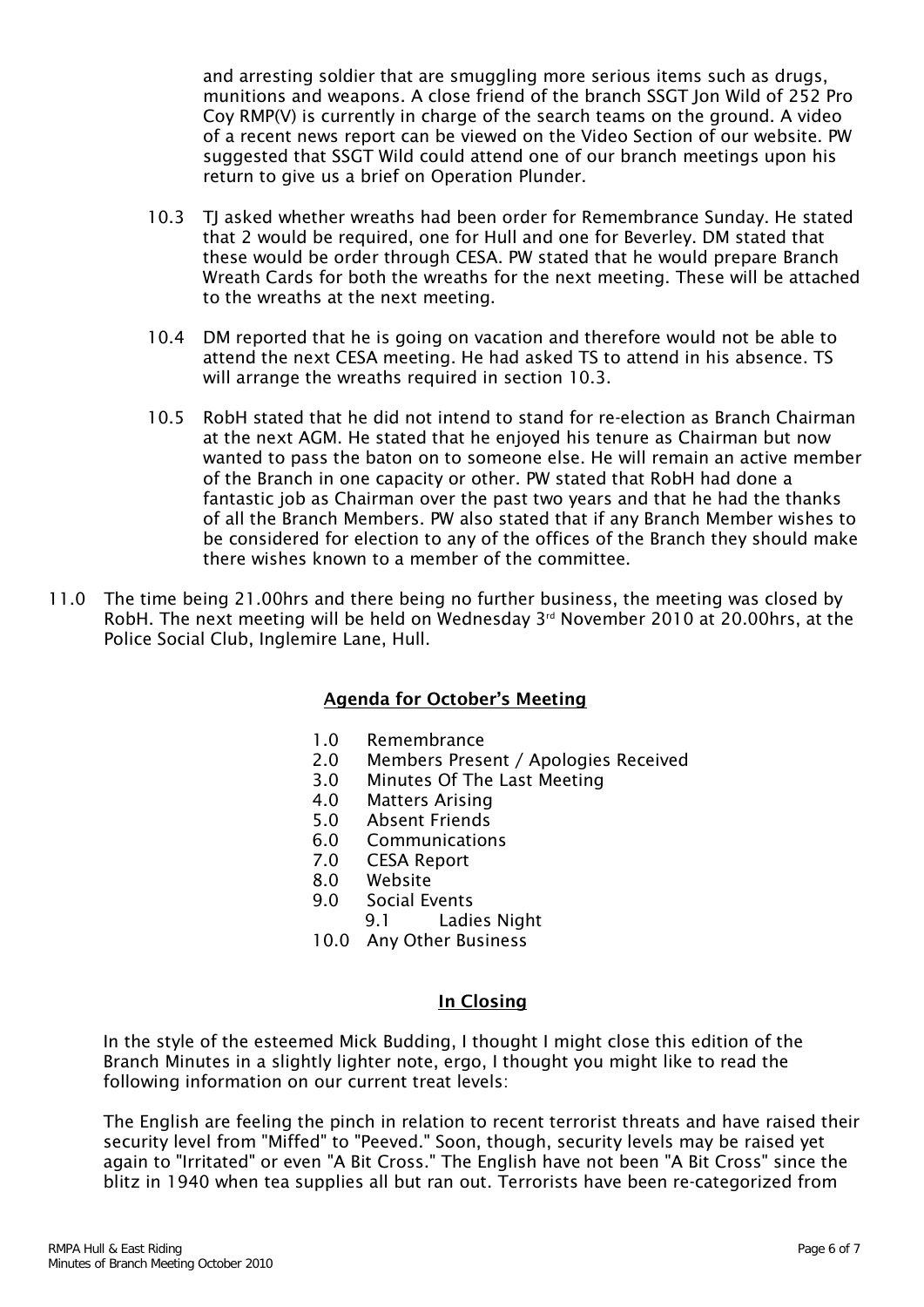and arresting soldier that are smuggling more serious items such as drugs, munitions and weapons. A close friend of the branch SSGT Jon Wild of 252 Pro Coy RMP(V) is currently in charge of the search teams on the ground. A video of a recent news report can be viewed on the Video Section of our website. PW suggested that SSGT Wild could attend one of our branch meetings upon his return to give us a brief on Operation Plunder.

10.3 TJ asked whether wreaths had been order for Remembrance Sunday. He stated that 2 would be required, one for Hull and one for Beverley. DM stated that these would be order through CESA. PW stated that he would prepare Branch Wreath Cards for both the wreaths for the next meeting. These will be attached to the wreaths at the next meeting.

10.4 DM reported that he is going on vacation and therefore would not be able to attend the next CESA meeting. He had asked TS to attend in his absence. TS will arrange the wreaths required in section 10.3.

10.5 RobH stated that he did not intend to stand for re-election as Branch Chairman at the next AGM. He stated that he enjoyed his tenure as Chairman but now wanted to pass the baton on to someone else. He will remain an active member of the Branch in one capacity or other. PW stated that RobH had done a fantastic job as Chairman over the past two years and that he had the thanks of all the Branch Members. PW also stated that if any Branch Member wishes to be considered for election to any of the offices of the Branch they should make there wishes known to a member of the committee.

11.0 The time being 21.00hrs and there being no further business, the meeting was closed by RobH. The next meeting will be held on Wednesday 3rd November 2010 at 20.00hrs, at the Police Social Club, Inglemire Lane, Hull.

## Agenda for October's Meeting

1.0 Remembrance
2.0 Members Present / Apologies Received
3.0 Minutes Of The Last Meeting
4.0 Matters Arising
5.0 Absent Friends
6.0 Communications
7.0 CESA Report
8.0 Website
9.0 Social Events
  9.1 Ladies Night
10.0 Any Other Business

## In Closing

In the style of the esteemed Mick Budding, I thought I might close this edition of the Branch Minutes in a slightly lighter note, ergo, I thought you might like to read the following information on our current treat levels:

The English are feeling the pinch in relation to recent terrorist threats and have raised their security level from "Miffed" to "Peeved." Soon, though, security levels may be raised yet again to "Irritated" or even "A Bit Cross." The English have not been "A Bit Cross" since the blitz in 1940 when tea supplies all but ran out. Terrorists have been re-categorized from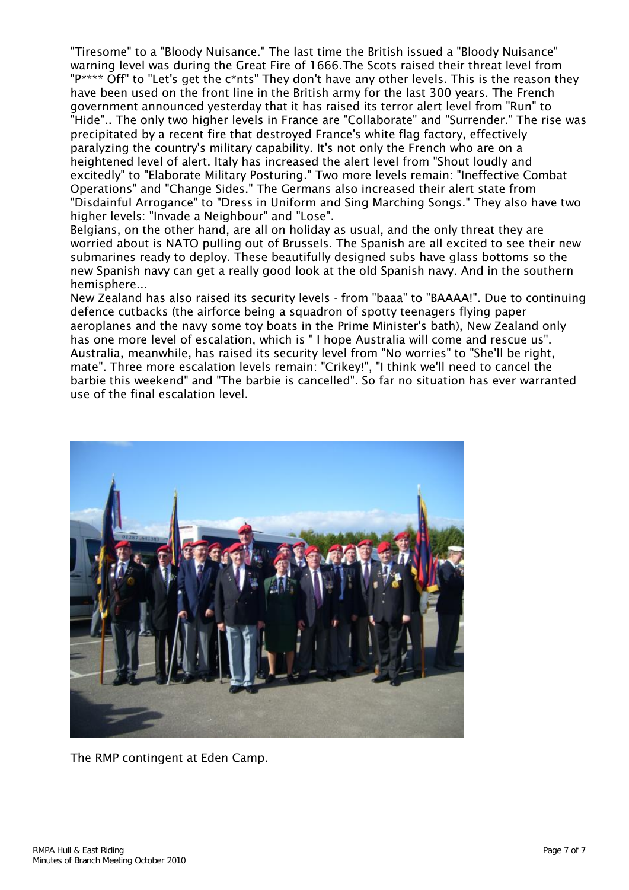"Tiresome" to a "Bloody Nuisance." The last time the British issued a "Bloody Nuisance" warning level was during the Great Fire of 1666.The Scots raised their threat level from "P**** Off" to "Let's get the c*nts" They don't have any other levels. This is the reason they have been used on the front line in the British army for the last 300 years. The French government announced yesterday that it has raised its terror alert level from "Run" to "Hide".. The only two higher levels in France are "Collaborate" and "Surrender." The rise was precipitated by a recent fire that destroyed France's white flag factory, effectively paralyzing the country's military capability. It's not only the French who are on a heightened level of alert. Italy has increased the alert level from "Shout loudly and excitedly" to "Elaborate Military Posturing." Two more levels remain: "Ineffective Combat Operations" and "Change Sides." The Germans also increased their alert state from "Disdainful Arrogance" to "Dress in Uniform and Sing Marching Songs." They also have two higher levels: "Invade a Neighbour" and "Lose".

Belgians, on the other hand, are all on holiday as usual, and the only threat they are worried about is NATO pulling out of Brussels. The Spanish are all excited to see their new submarines ready to deploy. These beautifully designed subs have glass bottoms so the new Spanish navy can get a really good look at the old Spanish navy. And in the southern hemisphere...

New Zealand has also raised its security levels - from "baaa" to "BAAAA!". Due to continuing defence cutbacks (the airforce being a squadron of spotty teenagers flying paper aeroplanes and the navy some toy boats in the Prime Minister's bath), New Zealand only has one more level of escalation, which is " I hope Australia will come and rescue us". Australia, meanwhile, has raised its security level from "No worries" to "She'll be right, mate". Three more escalation levels remain: "Crikey!", "I think we'll need to cancel the barbie this weekend" and "The barbie is cancelled". So far no situation has ever warranted use of the final escalation level.

The RMP contingent at Eden Camp.